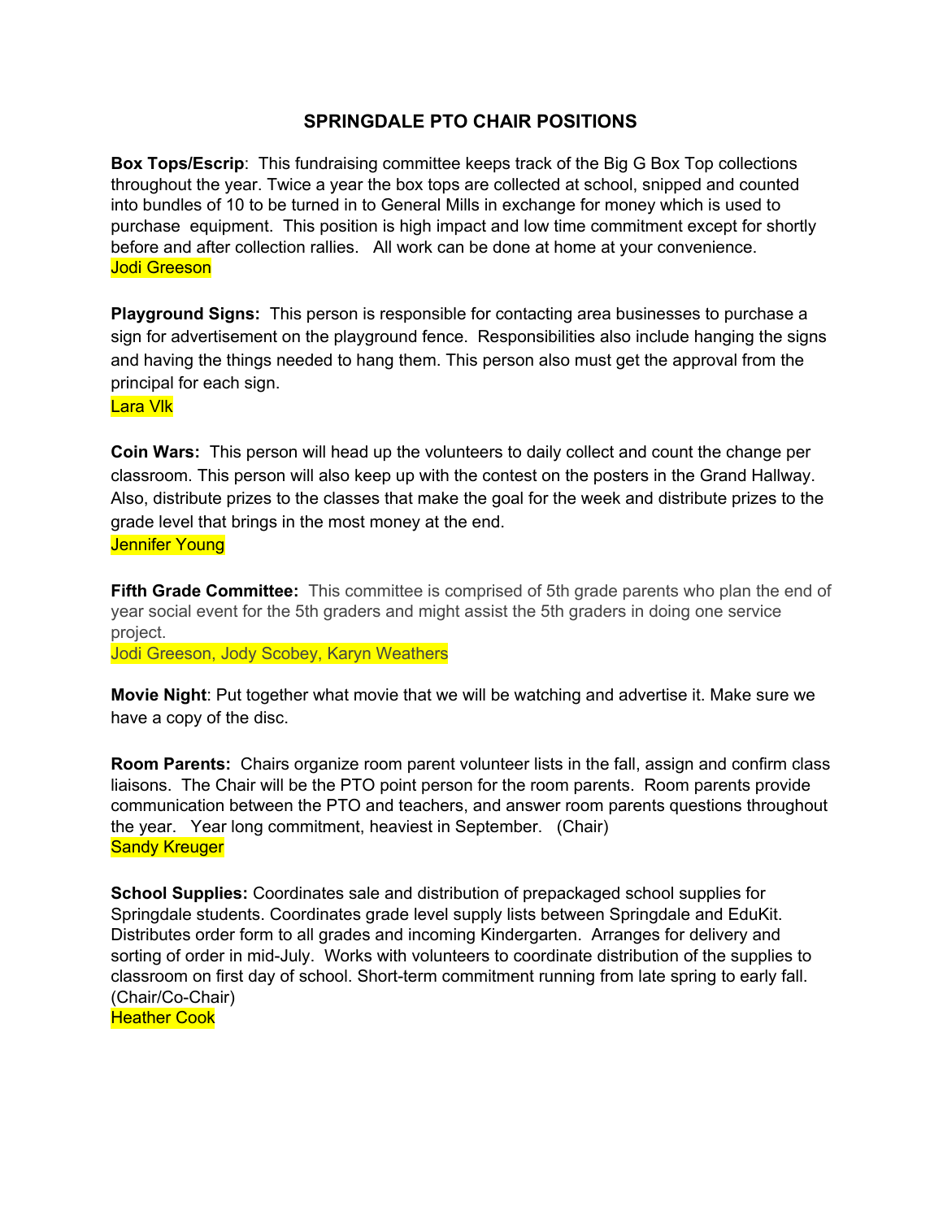# SPRINGDALE PTO CHAIR POSITIONS

**Box Tops/Escrip**: This fundraising committee keeps track of the Big G Box Top collections throughout the year. Twice a year the box tops are collected at school, snipped and counted into bundles of 10 to be turned in to General Mills in exchange for money which is used to purchase equipment. This position is high impact and low time commitment except for shortly before and after collection rallies. All work can be done at home at your convenience.
Jodi Greeson

**Playground Signs:** This person is responsible for contacting area businesses to purchase a sign for advertisement on the playground fence. Responsibilities also include hanging the signs and having the things needed to hang them. This person also must get the approval from the principal for each sign.
Lara Vlk

**Coin Wars:** This person will head up the volunteers to daily collect and count the change per classroom. This person will also keep up with the contest on the posters in the Grand Hallway. Also, distribute prizes to the classes that make the goal for the week and distribute prizes to the grade level that brings in the most money at the end.
Jennifer Young

**Fifth Grade Committee:** This committee is comprised of 5th grade parents who plan the end of year social event for the 5th graders and might assist the 5th graders in doing one service project.
Jodi Greeson, Jody Scobey, Karyn Weathers

**Movie Night**: Put together what movie that we will be watching and advertise it. Make sure we have a copy of the disc.

**Room Parents:** Chairs organize room parent volunteer lists in the fall, assign and confirm class liaisons. The Chair will be the PTO point person for the room parents. Room parents provide communication between the PTO and teachers, and answer room parents questions throughout the year. Year long commitment, heaviest in September. (Chair)
Sandy Kreuger

**School Supplies:** Coordinates sale and distribution of prepackaged school supplies for Springdale students. Coordinates grade level supply lists between Springdale and EduKit. Distributes order form to all grades and incoming Kindergarten. Arranges for delivery and sorting of order in mid-July. Works with volunteers to coordinate distribution of the supplies to classroom on first day of school. Short-term commitment running from late spring to early fall. (Chair/Co-Chair)
Heather Cook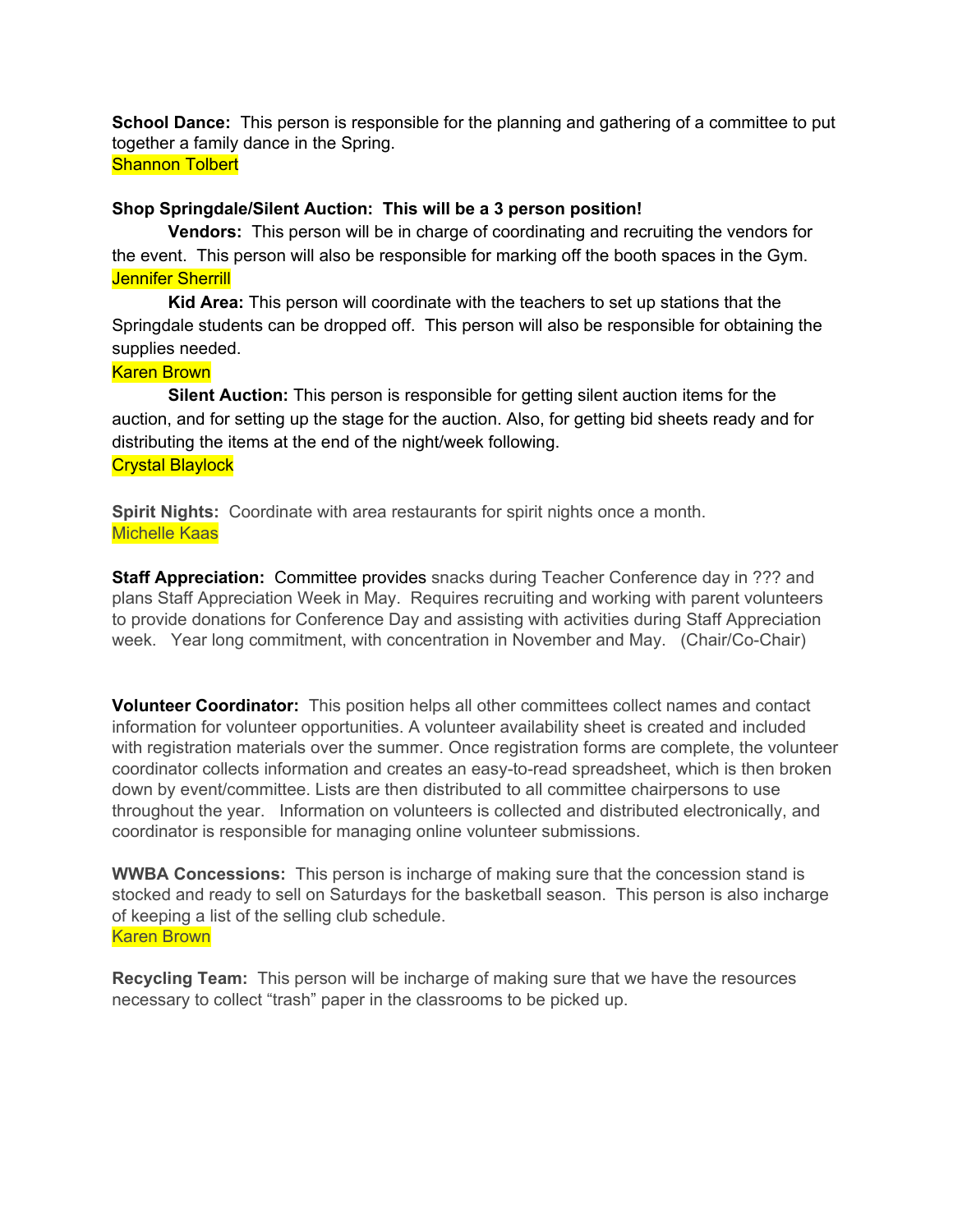**School Dance:** This person is responsible for the planning and gathering of a committee to put together a family dance in the Spring.
Shannon Tolbert

**Shop Springdale/Silent Auction: This will be a 3 person position!**

**Vendors:** This person will be in charge of coordinating and recruiting the vendors for the event. This person will also be responsible for marking off the booth spaces in the Gym.
Jennifer Sherrill

**Kid Area:** This person will coordinate with the teachers to set up stations that the Springdale students can be dropped off. This person will also be responsible for obtaining the supplies needed.
Karen Brown

**Silent Auction:** This person is responsible for getting silent auction items for the auction, and for setting up the stage for the auction. Also, for getting bid sheets ready and for distributing the items at the end of the night/week following.
Crystal Blaylock

**Spirit Nights:** Coordinate with area restaurants for spirit nights once a month.
Michelle Kaas

**Staff Appreciation:** Committee provides snacks during Teacher Conference day in ??? and plans Staff Appreciation Week in May. Requires recruiting and working with parent volunteers to provide donations for Conference Day and assisting with activities during Staff Appreciation week. Year long commitment, with concentration in November and May. (Chair/Co-Chair)

**Volunteer Coordinator:** This position helps all other committees collect names and contact information for volunteer opportunities. A volunteer availability sheet is created and included with registration materials over the summer. Once registration forms are complete, the volunteer coordinator collects information and creates an easy-to-read spreadsheet, which is then broken down by event/committee. Lists are then distributed to all committee chairpersons to use throughout the year. Information on volunteers is collected and distributed electronically, and coordinator is responsible for managing online volunteer submissions.

**WWBA Concessions:** This person is incharge of making sure that the concession stand is stocked and ready to sell on Saturdays for the basketball season. This person is also incharge of keeping a list of the selling club schedule.
Karen Brown

**Recycling Team:** This person will be incharge of making sure that we have the resources necessary to collect "trash" paper in the classrooms to be picked up.